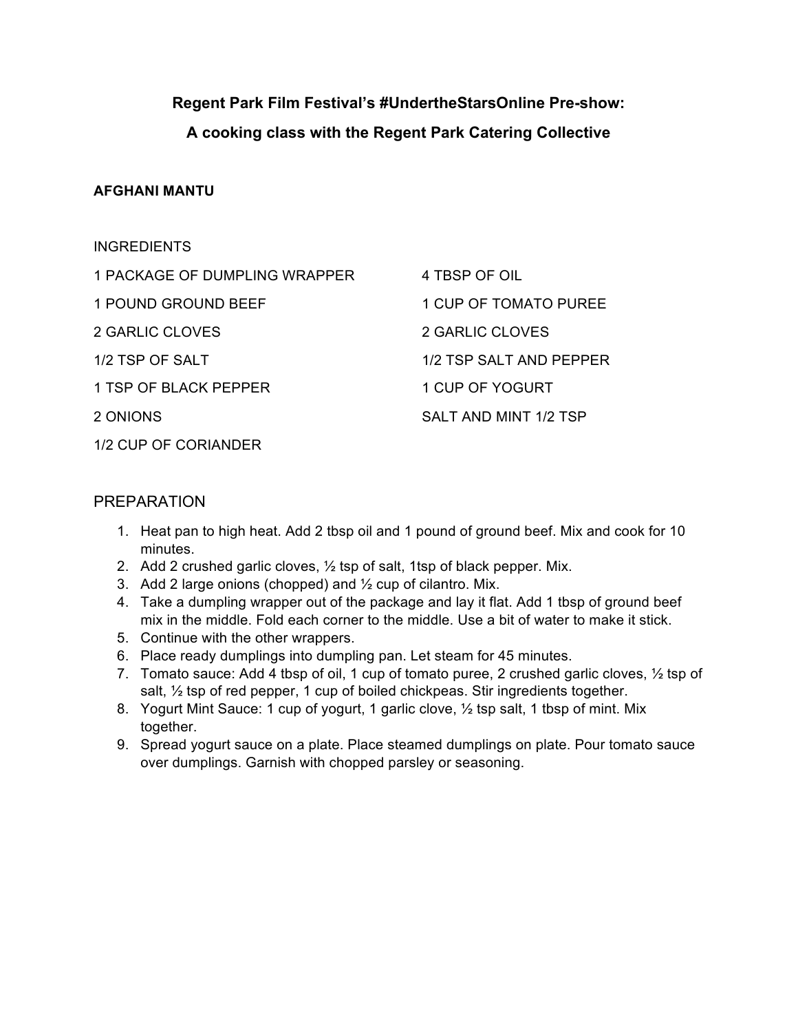**Regent Park Film Festival's #UndertheStarsOnline Pre-show:**

**A cooking class with the Regent Park Catering Collective**

**AFGHANI MANTU**

INGREDIENTS

1 PACKAGE OF DUMPLING WRAPPER

1 POUND GROUND BEEF

2 GARLIC CLOVES

1/2 TSP OF SALT

1 TSP OF BLACK PEPPER

2 ONIONS

1/2 CUP OF CORIANDER

4 TBSP OF OIL

1 CUP OF TOMATO PUREE

2 GARLIC CLOVES

1/2 TSP SALT AND PEPPER

1 CUP OF YOGURT

SALT AND MINT 1/2 TSP

## PREPARATION

1. Heat pan to high heat. Add 2 tbsp oil and 1 pound of ground beef. Mix and cook for 10 minutes.
2. Add 2 crushed garlic cloves, ½ tsp of salt, 1tsp of black pepper. Mix.
3. Add 2 large onions (chopped) and ½ cup of cilantro. Mix.
4. Take a dumpling wrapper out of the package and lay it flat. Add 1 tbsp of ground beef mix in the middle. Fold each corner to the middle. Use a bit of water to make it stick.
5. Continue with the other wrappers.
6. Place ready dumplings into dumpling pan. Let steam for 45 minutes.
7. Tomato sauce: Add 4 tbsp of oil, 1 cup of tomato puree, 2 crushed garlic cloves, ½ tsp of salt, ½ tsp of red pepper, 1 cup of boiled chickpeas. Stir ingredients together.
8. Yogurt Mint Sauce: 1 cup of yogurt, 1 garlic clove, ½ tsp salt, 1 tbsp of mint. Mix together.
9. Spread yogurt sauce on a plate. Place steamed dumplings on plate. Pour tomato sauce over dumplings. Garnish with chopped parsley or seasoning.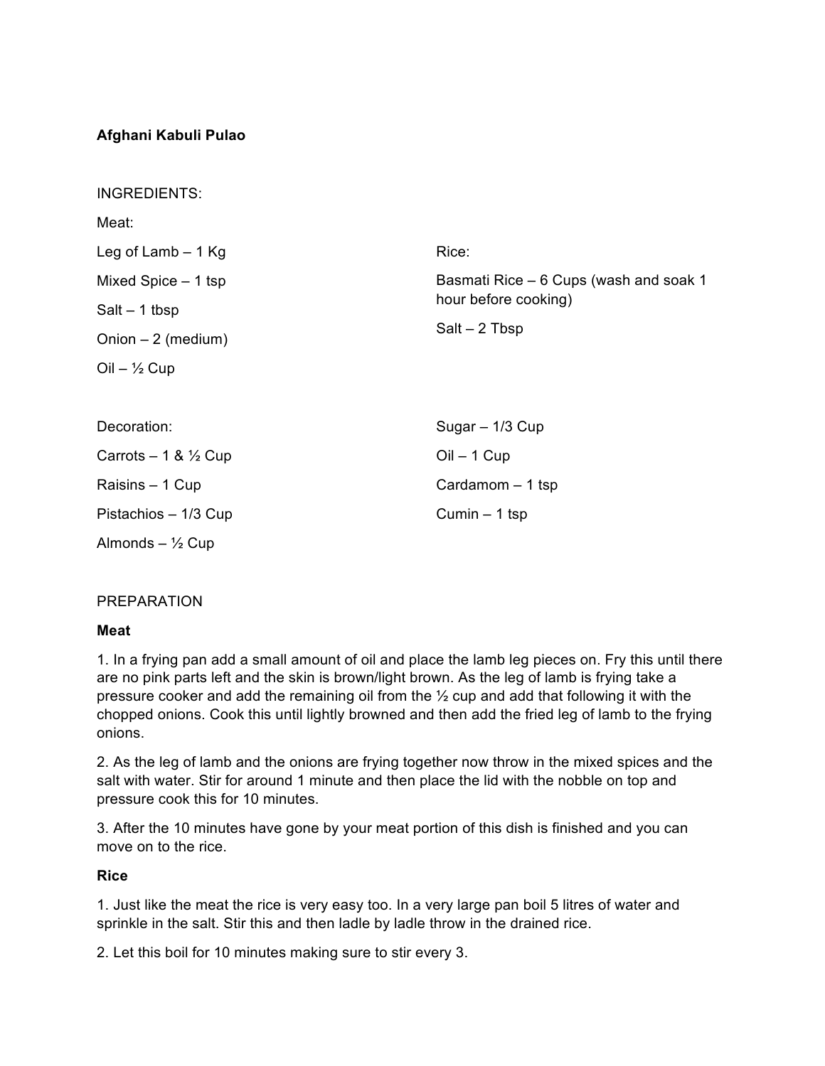**Afghani Kabuli Pulao**

INGREDIENTS:

Meat:

Leg of Lamb – 1 Kg

Mixed Spice – 1 tsp

Salt – 1 tbsp

Onion – 2 (medium)

Oil – ½ Cup

Rice:

Basmati Rice – 6 Cups (wash and soak 1 hour before cooking)

Salt – 2 Tbsp

Decoration:

Carrots – 1 & ½ Cup

Raisins – 1 Cup

Pistachios – 1/3 Cup

Almonds – ½ Cup

Sugar – 1/3 Cup

Oil – 1 Cup

Cardamom – 1 tsp

Cumin – 1 tsp

PREPARATION

**Meat**

1. In a frying pan add a small amount of oil and place the lamb leg pieces on. Fry this until there are no pink parts left and the skin is brown/light brown. As the leg of lamb is frying take a pressure cooker and add the remaining oil from the ½ cup and add that following it with the chopped onions. Cook this until lightly browned and then add the fried leg of lamb to the frying onions.

2. As the leg of lamb and the onions are frying together now throw in the mixed spices and the salt with water. Stir for around 1 minute and then place the lid with the nobble on top and pressure cook this for 10 minutes.

3. After the 10 minutes have gone by your meat portion of this dish is finished and you can move on to the rice.

**Rice**

1. Just like the meat the rice is very easy too. In a very large pan boil 5 litres of water and sprinkle in the salt. Stir this and then ladle by ladle throw in the drained rice.

2. Let this boil for 10 minutes making sure to stir every 3.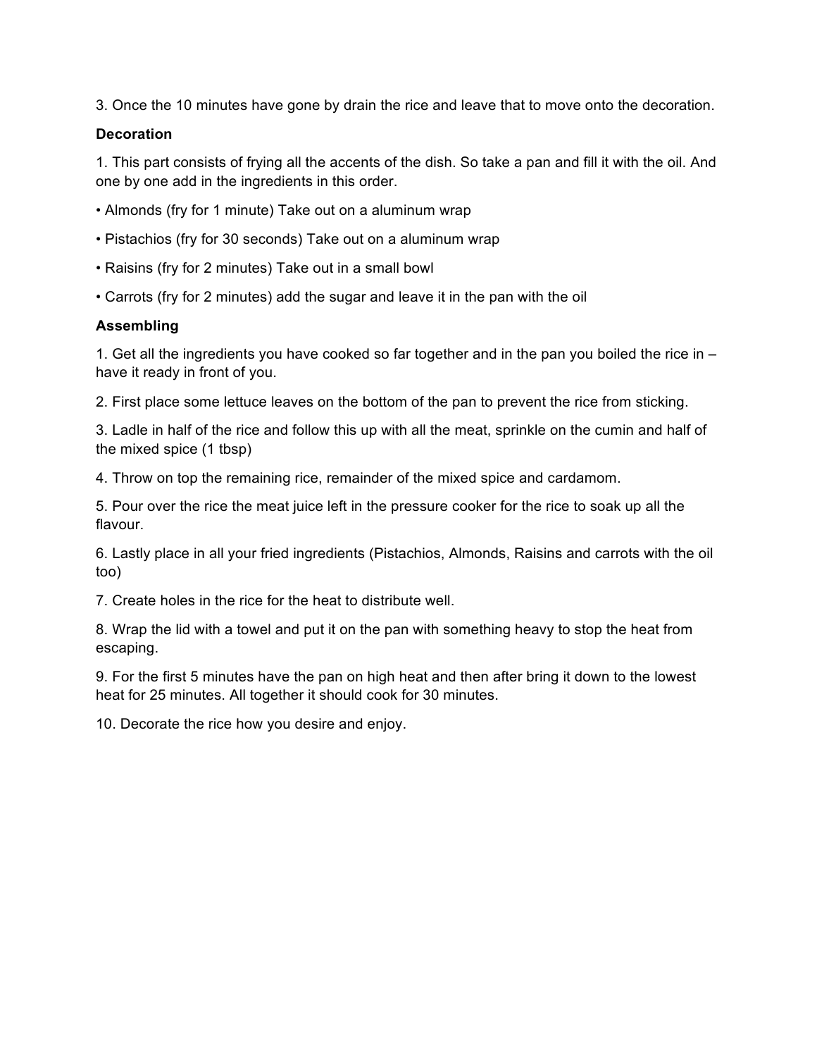3. Once the 10 minutes have gone by drain the rice and leave that to move onto the decoration.

**Decoration**

1. This part consists of frying all the accents of the dish. So take a pan and fill it with the oil. And one by one add in the ingredients in this order.

• Almonds (fry for 1 minute) Take out on a aluminum wrap

• Pistachios (fry for 30 seconds) Take out on a aluminum wrap

• Raisins (fry for 2 minutes) Take out in a small bowl

• Carrots (fry for 2 minutes) add the sugar and leave it in the pan with the oil

**Assembling**

1. Get all the ingredients you have cooked so far together and in the pan you boiled the rice in – have it ready in front of you.

2. First place some lettuce leaves on the bottom of the pan to prevent the rice from sticking.

3. Ladle in half of the rice and follow this up with all the meat, sprinkle on the cumin and half of the mixed spice (1 tbsp)

4. Throw on top the remaining rice, remainder of the mixed spice and cardamom.

5. Pour over the rice the meat juice left in the pressure cooker for the rice to soak up all the flavour.

6. Lastly place in all your fried ingredients (Pistachios, Almonds, Raisins and carrots with the oil too)

7. Create holes in the rice for the heat to distribute well.

8. Wrap the lid with a towel and put it on the pan with something heavy to stop the heat from escaping.

9. For the first 5 minutes have the pan on high heat and then after bring it down to the lowest heat for 25 minutes. All together it should cook for 30 minutes.

10. Decorate the rice how you desire and enjoy.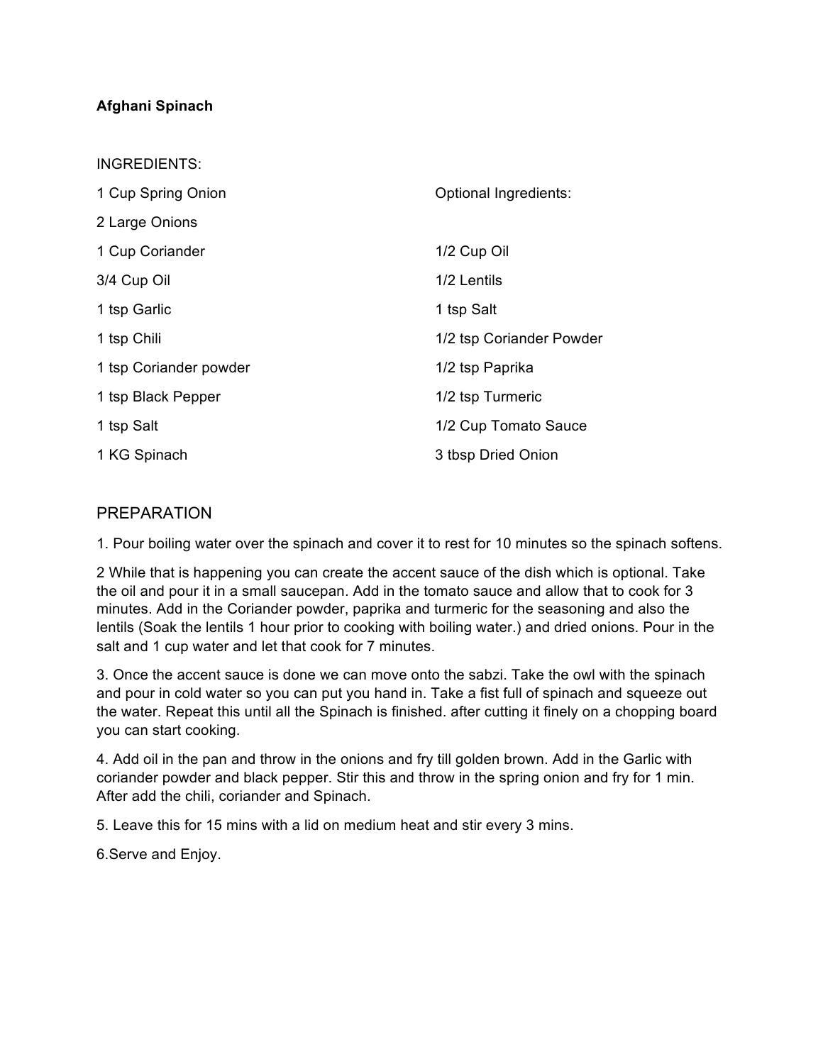**Afghani Spinach**

INGREDIENTS:

1 Cup Spring Onion

2 Large Onions

1 Cup Coriander

3/4 Cup Oil

1 tsp Garlic

1 tsp Chili

1 tsp Coriander powder

1 tsp Black Pepper

1 tsp Salt

1 KG Spinach

Optional Ingredients:

1/2 Cup Oil

1/2 Lentils

1 tsp Salt

1/2 tsp Coriander Powder

1/2 tsp Paprika

1/2 tsp Turmeric

1/2 Cup Tomato Sauce

3 tbsp Dried Onion

## PREPARATION

1. Pour boiling water over the spinach and cover it to rest for 10 minutes so the spinach softens.

2 While that is happening you can create the accent sauce of the dish which is optional. Take the oil and pour it in a small saucepan. Add in the tomato sauce and allow that to cook for 3 minutes. Add in the Coriander powder, paprika and turmeric for the seasoning and also the lentils (Soak the lentils 1 hour prior to cooking with boiling water.) and dried onions. Pour in the salt and 1 cup water and let that cook for 7 minutes.

3. Once the accent sauce is done we can move onto the sabzi. Take the owl with the spinach and pour in cold water so you can put you hand in. Take a fist full of spinach and squeeze out the water. Repeat this until all the Spinach is finished. after cutting it finely on a chopping board you can start cooking.

4. Add oil in the pan and throw in the onions and fry till golden brown. Add in the Garlic with coriander powder and black pepper. Stir this and throw in the spring onion and fry for 1 min. After add the chili, coriander and Spinach.

5. Leave this for 15 mins with a lid on medium heat and stir every 3 mins.

6.Serve and Enjoy.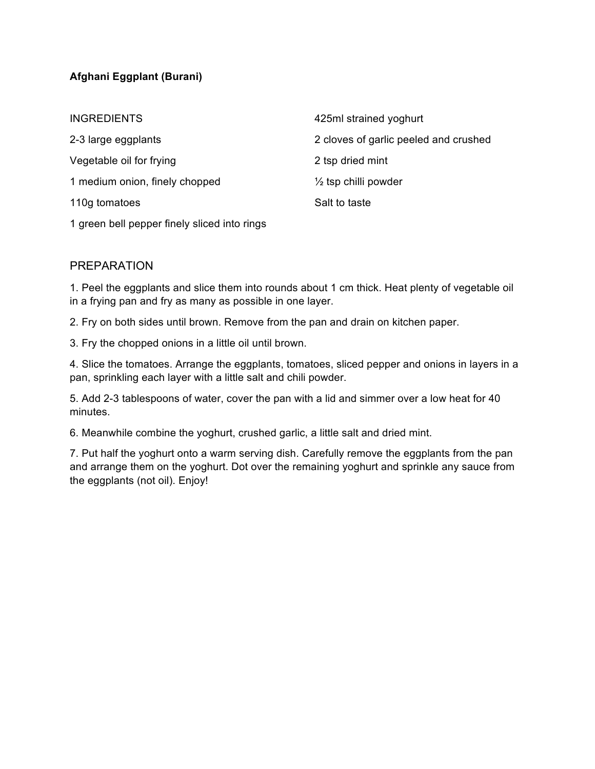**Afghani Eggplant (Burani)**

INGREDIENTS

- 2-3 large eggplants
- Vegetable oil for frying
- 1 medium onion, finely chopped
- 110g tomatoes
- 1 green bell pepper finely sliced into rings
- 425ml strained yoghurt
- 2 cloves of garlic peeled and crushed
- 2 tsp dried mint
- ½ tsp chilli powder
- Salt to taste

## PREPARATION

1. Peel the eggplants and slice them into rounds about 1 cm thick. Heat plenty of vegetable oil in a frying pan and fry as many as possible in one layer.
2. Fry on both sides until brown. Remove from the pan and drain on kitchen paper.
3. Fry the chopped onions in a little oil until brown.
4. Slice the tomatoes. Arrange the eggplants, tomatoes, sliced pepper and onions in layers in a pan, sprinkling each layer with a little salt and chili powder.
5. Add 2-3 tablespoons of water, cover the pan with a lid and simmer over a low heat for 40 minutes.
6. Meanwhile combine the yoghurt, crushed garlic, a little salt and dried mint.
7. Put half the yoghurt onto a warm serving dish. Carefully remove the eggplants from the pan and arrange them on the yoghurt. Dot over the remaining yoghurt and sprinkle any sauce from the eggplants (not oil). Enjoy!